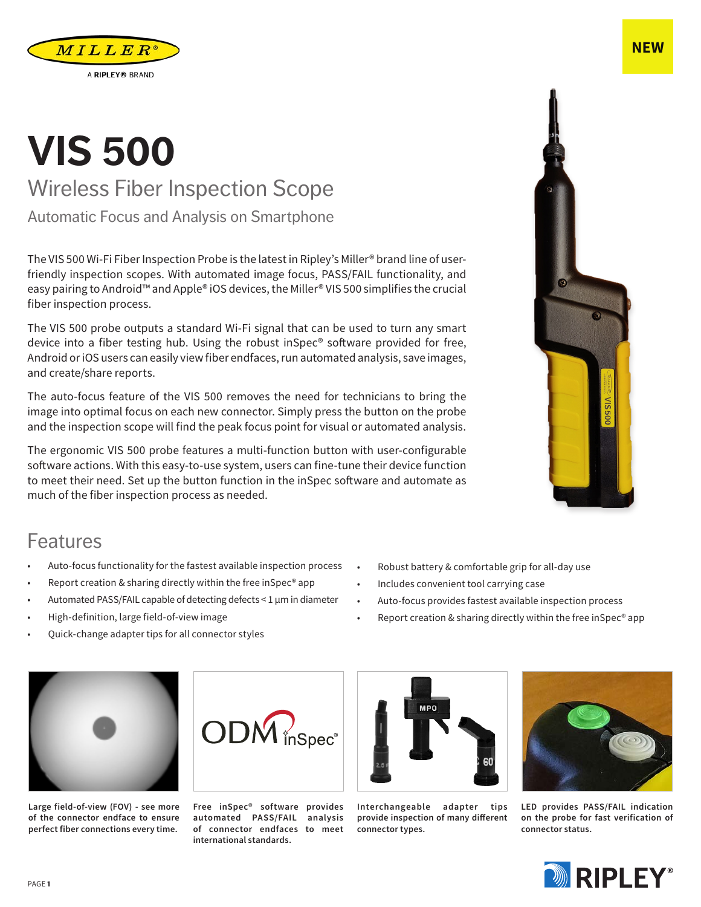MILLER®

A RIPLEY® BRAND

NEW

# VIS 500

## Wireless Fiber Inspection Scope

### Automatic Focus and Analysis on Smartphone

The VIS 500 Wi-Fi Fiber Inspection Probe is the latest in Ripley's Miller® brand line of user-friendly inspection scopes. With automated image focus, PASS/FAIL functionality, and easy pairing to Android™ and Apple® iOS devices, the Miller® VIS 500 simplifies the crucial fiber inspection process.

The VIS 500 probe outputs a standard Wi-Fi signal that can be used to turn any smart device into a fiber testing hub. Using the robust inSpec® software provided for free, Android or iOS users can easily view fiber endfaces, run automated analysis, save images, and create/share reports.

The auto-focus feature of the VIS 500 removes the need for technicians to bring the image into optimal focus on each new connector. Simply press the button on the probe and the inspection scope will find the peak focus point for visual or automated analysis.

The ergonomic VIS 500 probe features a multi-function button with user-configurable software actions. With this easy-to-use system, users can fine-tune their device function to meet their need. Set up the button function in the inSpec software and automate as much of the fiber inspection process as needed.

## Features

- Auto-focus functionality for the fastest available inspection process
- Report creation & sharing directly within the free inSpec® app
- Automated PASS/FAIL capable of detecting defects < 1 µm in diameter
- High-definition, large field-of-view image
- Quick-change adapter tips for all connector styles
- Robust battery & comfortable grip for all-day use
- Includes convenient tool carrying case
- Auto-focus provides fastest available inspection process
- Report creation & sharing directly within the free inSpec® app

**Large field-of-view (FOV) - see more of the connector endface to ensure perfect fiber connections every time.**

**Free inSpec® software provides automated PASS/FAIL analysis of connector endfaces to meet international standards.**

**Interchangeable adapter tips provide inspection of many different connector types.**

**LED provides PASS/FAIL indication on the probe for fast verification of connector status.**

RIPLEY®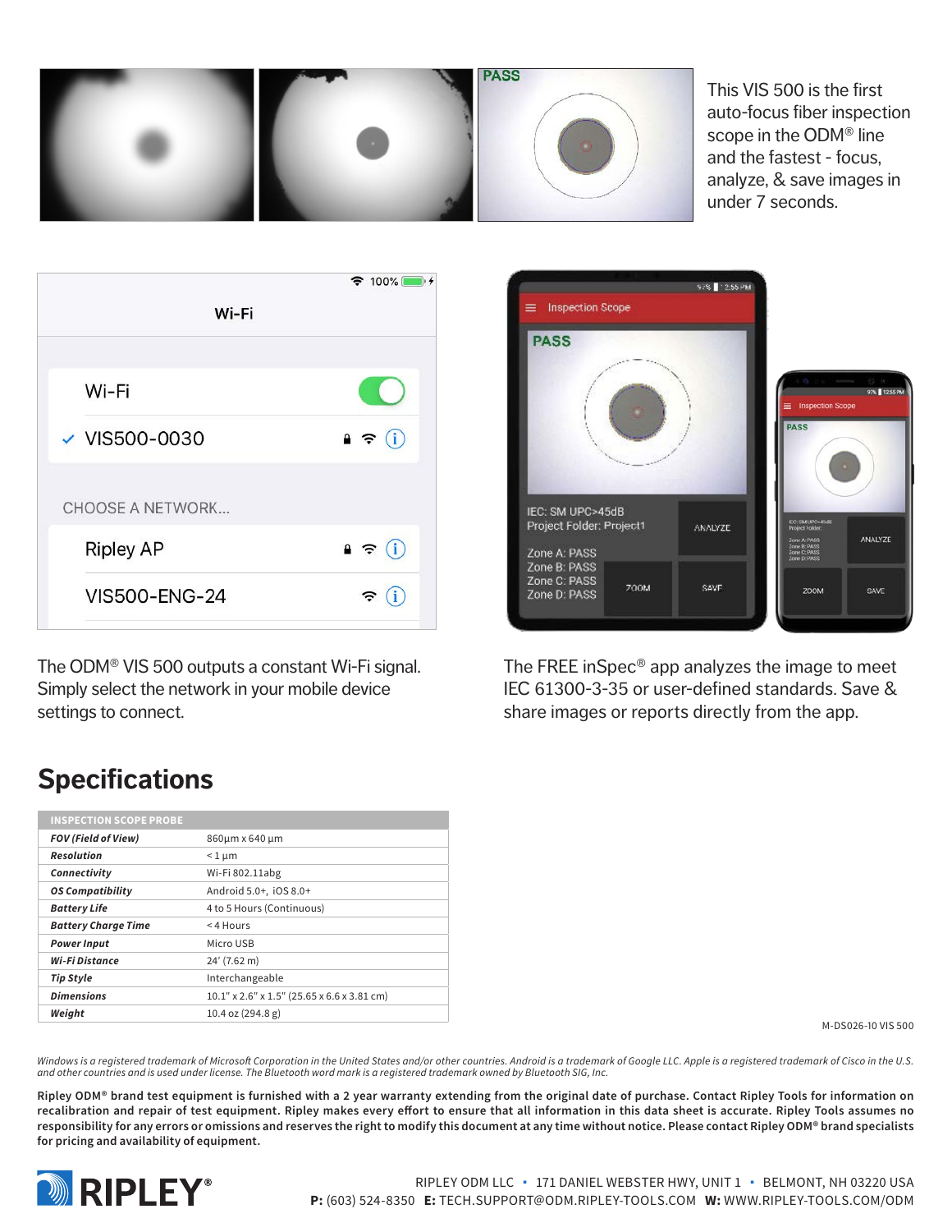This VIS 500 is the first auto-focus fiber inspection scope in the ODM® line and the fastest - focus, analyze, & save images in under 7 seconds.

The ODM® VIS 500 outputs a constant Wi-Fi signal. Simply select the network in your mobile device settings to connect.

The FREE inSpec® app analyzes the image to meet IEC 61300-3-35 or user-defined standards. Save & share images or reports directly from the app.

## Specifications

| INSPECTION SCOPE PROBE | |
|---|---|
| ***FOV (Field of View)*** | 860µm x 640 µm |
| ***Resolution*** | < 1 µm |
| ***Connectivity*** | Wi-Fi 802.11abg |
| ***OS Compatibility*** | Android 5.0+, iOS 8.0+ |
| ***Battery Life*** | 4 to 5 Hours (Continuous) |
| ***Battery Charge Time*** | < 4 Hours |
| ***Power Input*** | Micro USB |
| ***Wi-Fi Distance*** | 24' (7.62 m) |
| ***Tip Style*** | Interchangeable |
| ***Dimensions*** | 10.1" x 2.6" x 1.5" (25.65 x 6.6 x 3.81 cm) |
| ***Weight*** | 10.4 oz (294.8 g) |

M-DS026-10 VIS 500

*Windows is a registered trademark of Microsoft Corporation in the United States and/or other countries. Android is a trademark of Google LLC. Apple is a registered trademark of Cisco in the U.S. and other countries and is used under license. The Bluetooth word mark is a registered trademark owned by Bluetooth SIG, Inc.*

**Ripley ODM® brand test equipment is furnished with a 2 year warranty extending from the original date of purchase. Contact Ripley Tools for information on recalibration and repair of test equipment. Ripley makes every effort to ensure that all information in this data sheet is accurate. Ripley Tools assumes no responsibility for any errors or omissions and reserves the right to modify this document at any time without notice. Please contact Ripley ODM® brand specialists for pricing and availability of equipment.**

RIPLEY®

RIPLEY ODM LLC • 171 DANIEL WEBSTER HWY, UNIT 1 • BELMONT, NH 03220 USA
**P:** (603) 524-8350 **E:** TECH.SUPPORT@ODM.RIPLEY-TOOLS.COM **W:** WWW.RIPLEY-TOOLS.COM/ODM